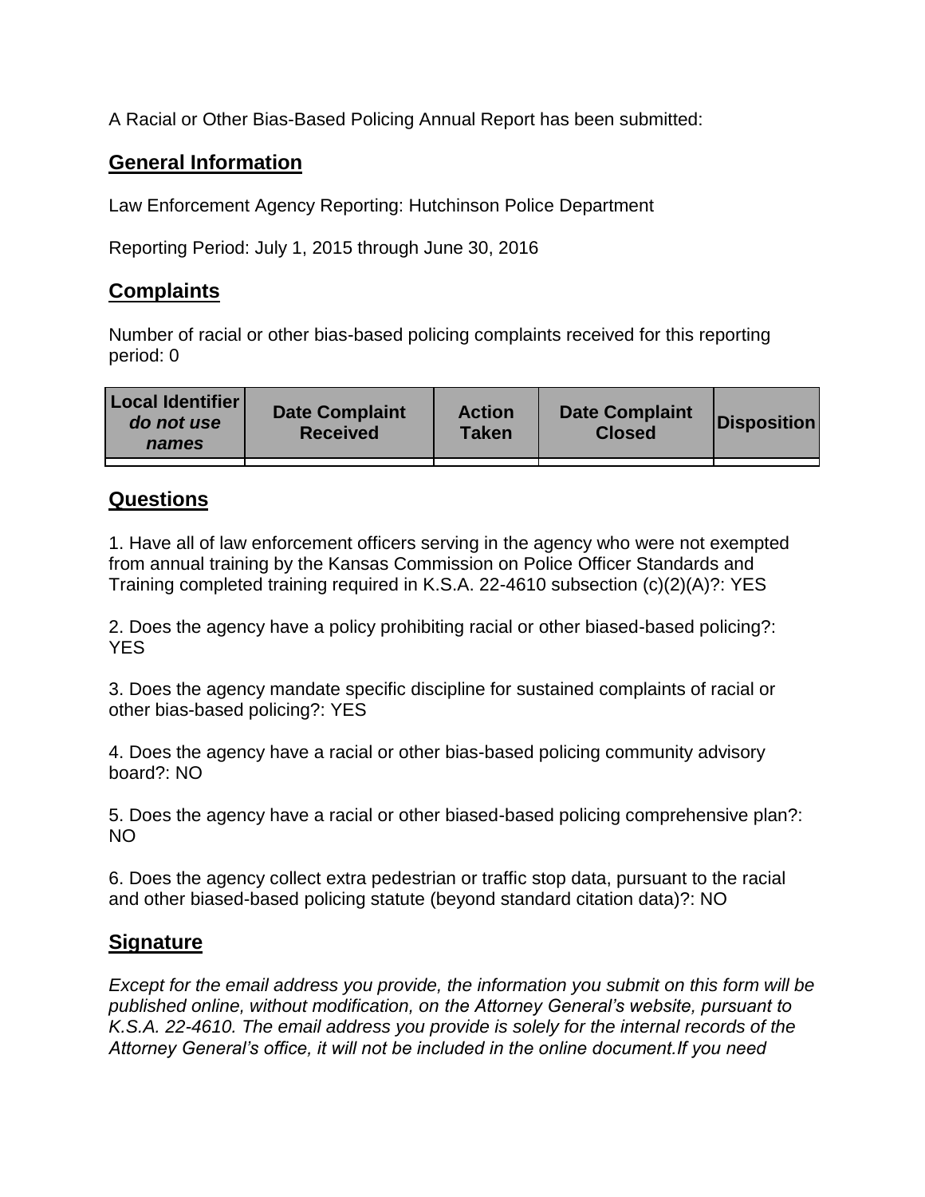A Racial or Other Bias-Based Policing Annual Report has been submitted:

## General Information

Law Enforcement Agency Reporting: Hutchinson Police Department

Reporting Period: July 1, 2015 through June 30, 2016

## Complaints

Number of racial or other bias-based policing complaints received for this reporting period: 0

| **Local Identifier** ***do not use names*** | **Date Complaint Received** | **Action Taken** | **Date Complaint Closed** | **Disposition** |
|---|---|---|---|---|
| | | | | |

## Questions

1. Have all of law enforcement officers serving in the agency who were not exempted from annual training by the Kansas Commission on Police Officer Standards and Training completed training required in K.S.A. 22-4610 subsection (c)(2)(A)?: YES

2. Does the agency have a policy prohibiting racial or other biased-based policing?: YES

3. Does the agency mandate specific discipline for sustained complaints of racial or other bias-based policing?: YES

4. Does the agency have a racial or other bias-based policing community advisory board?: NO

5. Does the agency have a racial or other biased-based policing comprehensive plan?: NO

6. Does the agency collect extra pedestrian or traffic stop data, pursuant to the racial and other biased-based policing statute (beyond standard citation data)?: NO

## Signature

*Except for the email address you provide, the information you submit on this form will be published online, without modification, on the Attorney General's website, pursuant to K.S.A. 22-4610. The email address you provide is solely for the internal records of the Attorney General's office, it will not be included in the online document.If you need*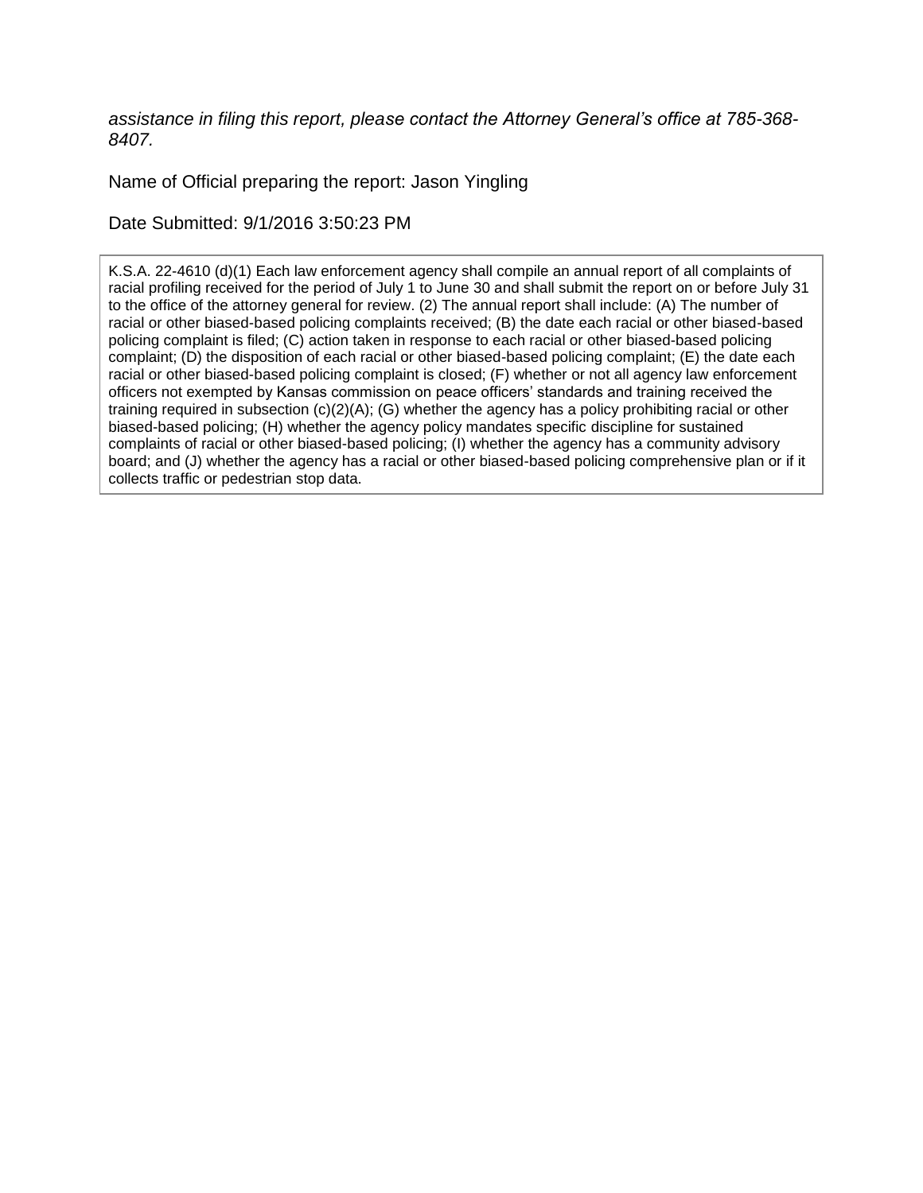*assistance in filing this report, please contact the Attorney General's office at 785-368-8407.*

Name of Official preparing the report: Jason Yingling

Date Submitted: 9/1/2016 3:50:23 PM

K.S.A. 22-4610 (d)(1) Each law enforcement agency shall compile an annual report of all complaints of racial profiling received for the period of July 1 to June 30 and shall submit the report on or before July 31 to the office of the attorney general for review. (2) The annual report shall include: (A) The number of racial or other biased-based policing complaints received; (B) the date each racial or other biased-based policing complaint is filed; (C) action taken in response to each racial or other biased-based policing complaint; (D) the disposition of each racial or other biased-based policing complaint; (E) the date each racial or other biased-based policing complaint is closed; (F) whether or not all agency law enforcement officers not exempted by Kansas commission on peace officers' standards and training received the training required in subsection (c)(2)(A); (G) whether the agency has a policy prohibiting racial or other biased-based policing; (H) whether the agency policy mandates specific discipline for sustained complaints of racial or other biased-based policing; (I) whether the agency has a community advisory board; and (J) whether the agency has a racial or other biased-based policing comprehensive plan or if it collects traffic or pedestrian stop data.